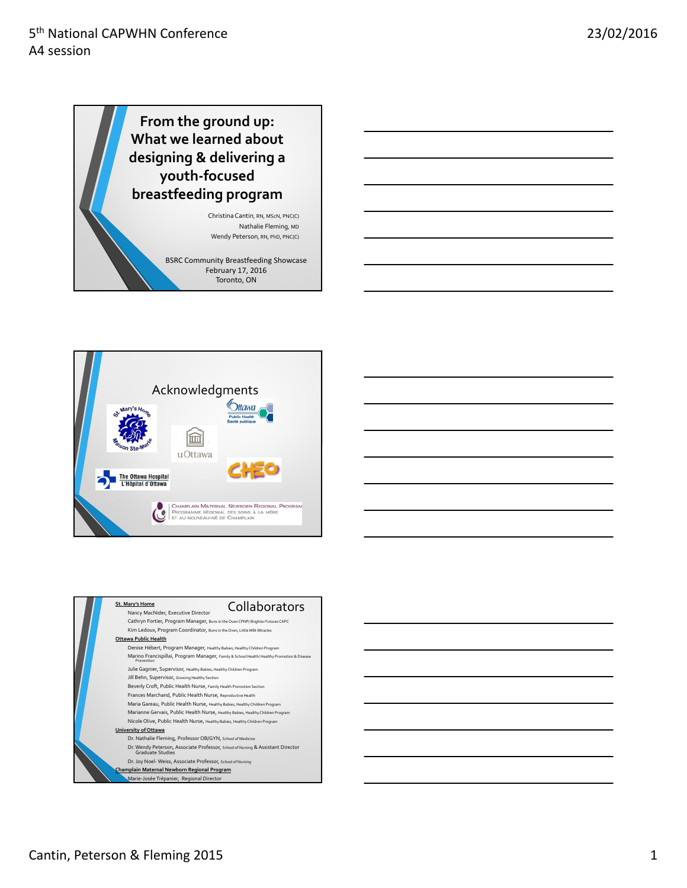# From the ground up: What we learned about designing & delivering a youth-focused breastfeeding program

Christina Cantin, RN, MScN, PNC(C)
Nathalie Fleming, MD
Wendy Peterson, RN, PhD, PNC(C)

BSRC Community Breastfeeding Showcase
February 17, 2016
Toronto, ON

## Acknowledgments

St. Mary's Home / Maison Ste-Marie

Ottawa Public Health / Santé publique

uOttawa

The Ottawa Hospital / L'Hôpital d'Ottawa

CHEO

Champlain Maternal Newborn Regional Program / Programme régional des soins à la mère et au nouveau-né de Champlain

## Collaborators

**St. Mary's Home**

- Nancy MacNider, Executive Director
- Cathryn Fortier, Program Manager, Buns in the Oven CPNP/ Brighter Futures CAPC
- Kim Ledoux, Program Coordinator, Buns in the Oven, Little Milk Miracles

**Ottawa Public Health**

- Denise Hébert, Program Manager, Healthy Babies, Healthy Children Program
- Marino Francispillai, Program Manager, Family & School Health/ Healthy Promotion & Disease Prevention
- Julie Gagnier, Supervisor, Healthy Babies, Healthy Children Program
- Jill Behn, Supervisor, Growing Healthy Section
- Beverly Croft, Public Health Nurse, Family Health Promotion Section
- Frances Marchand, Public Health Nurse, Reproductive Health
- Maria Gareau, Public Health Nurse, Healthy Babies, Healthy Children Program
- Marianne Gervais, Public Health Nurse, Healthy Babies, Healthy Children Program
- Nicole Olive, Public Health Nurse, Healthy Babies, Healthy Children Program

**University of Ottawa**

- Dr. Nathalie Fleming, Professor OB/GYN, School of Medicine
- Dr. Wendy Peterson, Associate Professor, School of Nursing & Assistant Director Graduate Studies
- Dr. Joy Noel- Weiss, Associate Professor, School of Nursing

**Champlain Maternal Newborn Regional Program**

- Marie-Josée Trépanier, Regional Director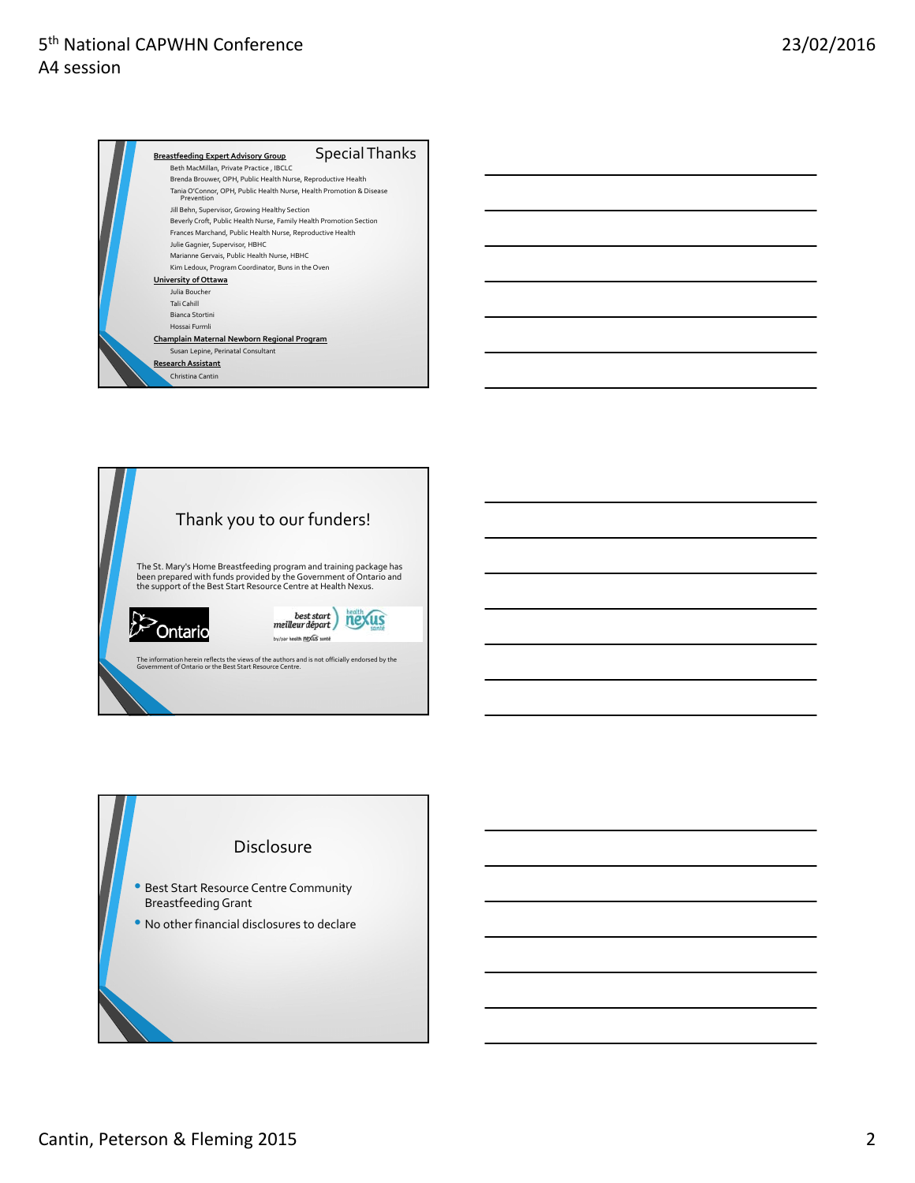## Special Thanks

**Breastfeeding Expert Advisory Group**

- Beth MacMillan, Private Practice , IBCLC
- Brenda Brouwer, OPH, Public Health Nurse, Reproductive Health
- Tania O'Connor, OPH, Public Health Nurse, Health Promotion & Disease Prevention
- Jill Behn, Supervisor, Growing Healthy Section
- Beverly Croft, Public Health Nurse, Family Health Promotion Section
- Frances Marchand, Public Health Nurse, Reproductive Health
- Julie Gagnier, Supervisor, HBHC
- Marianne Gervais, Public Health Nurse, HBHC
- Kim Ledoux, Program Coordinator, Buns in the Oven

**University of Ottawa**

- Julia Boucher
- Tali Cahill
- Bianca Stortini
- Hossai Furmli

**Champlain Maternal Newborn Regional Program**

- Susan Lepine, Perinatal Consultant

**Research Assistant**

- Christina Cantin

## Thank you to our funders!

The St. Mary's Home Breastfeeding program and training package has been prepared with funds provided by the Government of Ontario and the support of the Best Start Resource Centre at Health Nexus.

Ontario

best start meilleur départ by/par health nexus santé

The information herein reflects the views of the authors and is not officially endorsed by the Government of Ontario or the Best Start Resource Centre.

## Disclosure

- Best Start Resource Centre Community Breastfeeding Grant
- No other financial disclosures to declare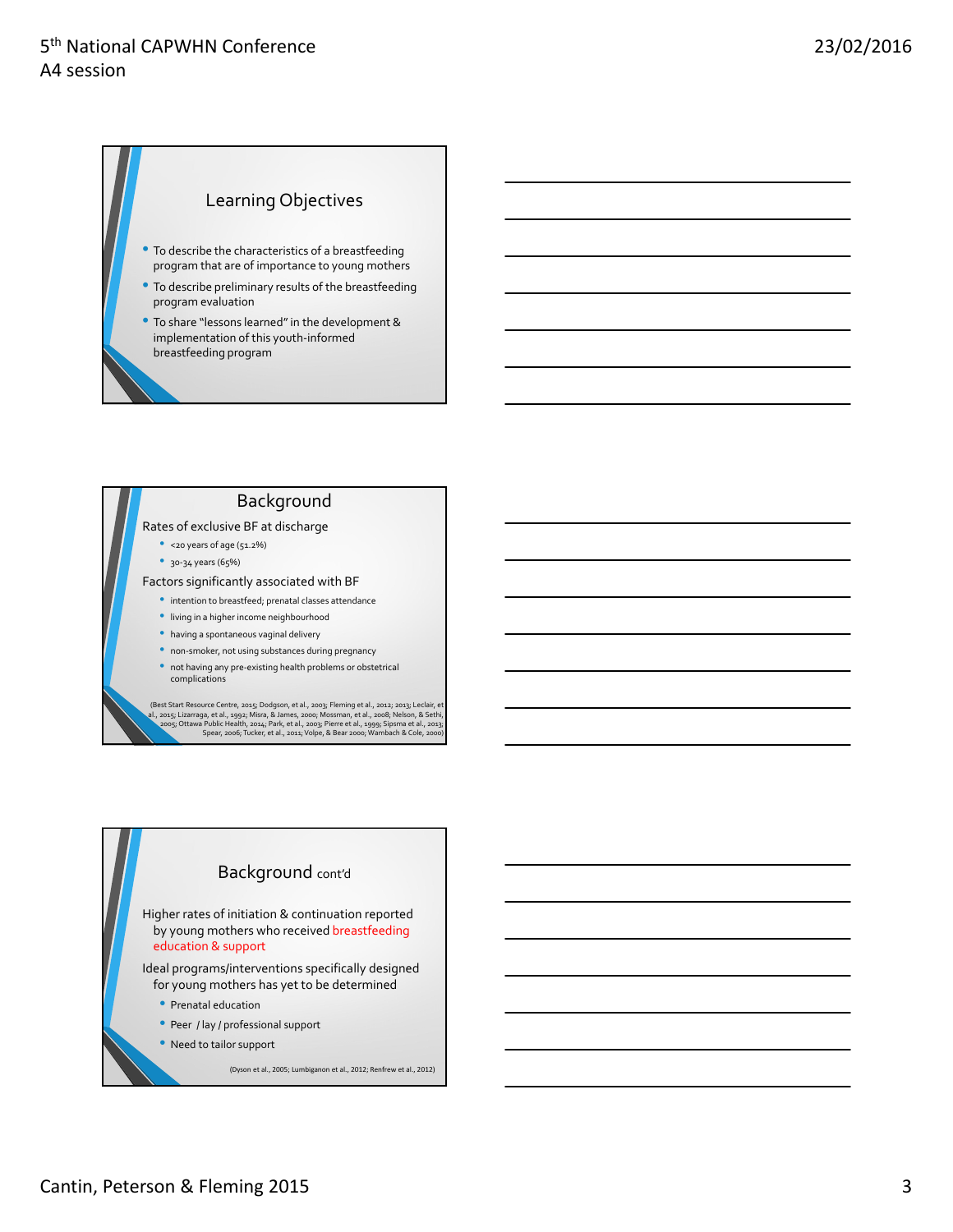## Learning Objectives

- To describe the characteristics of a breastfeeding program that are of importance to young mothers
- To describe preliminary results of the breastfeeding program evaluation
- To share "lessons learned" in the development & implementation of this youth-informed breastfeeding program

## Background

Rates of exclusive BF at discharge

- <20 years of age (51.2%)
- 30-34 years (65%)

Factors significantly associated with BF

- intention to breastfeed; prenatal classes attendance
- living in a higher income neighbourhood
- having a spontaneous vaginal delivery
- non-smoker, not using substances during pregnancy
- not having any pre-existing health problems or obstetrical complications

(Best Start Resource Centre, 2015; Dodgson, et al., 2003; Fleming et al., 2012; 2013; Leclair, et al., 2015; Lizarraga, et al., 1992; Misra, & James, 2000; Mossman, et al., 2008; Nelson, & Sethi, 2005; Ottawa Public Health, 2014; Park, et al., 2003; Pierre et al., 1999; Sipsma et al., 2013; Spear, 2006; Tucker, et al., 2011; Volpe, & Bear 2000; Wambach & Cole, 2000)

## Background cont'd

Higher rates of initiation & continuation reported by young mothers who received breastfeeding education & support

Ideal programs/interventions specifically designed for young mothers has yet to be determined

- Prenatal education
- Peer / lay / professional support
- Need to tailor support

(Dyson et al., 2005; Lumbiganon et al., 2012; Renfrew et al., 2012)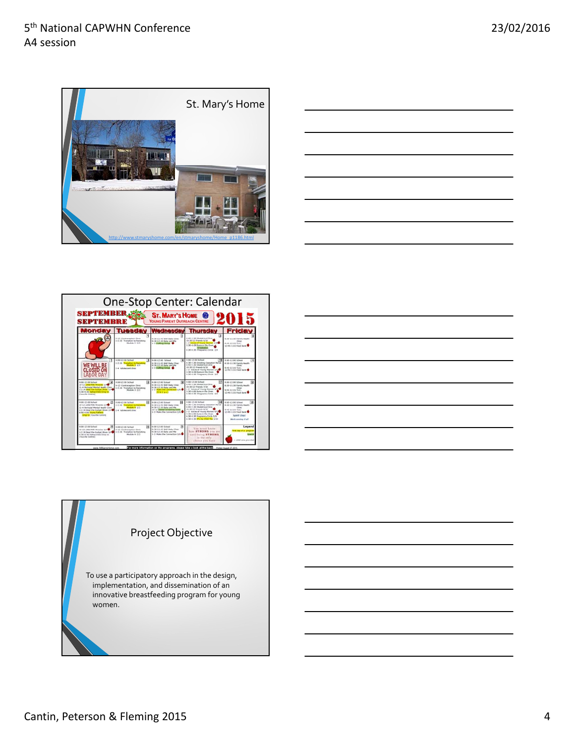## St. Mary's Home

http://www.stmaryshome.com/en/stmaryshome/Home_p1186.html

## One-Stop Center: Calendar

## Project Objective

To use a participatory approach in the design, implementation, and dissemination of an innovative breastfeeding program for young women.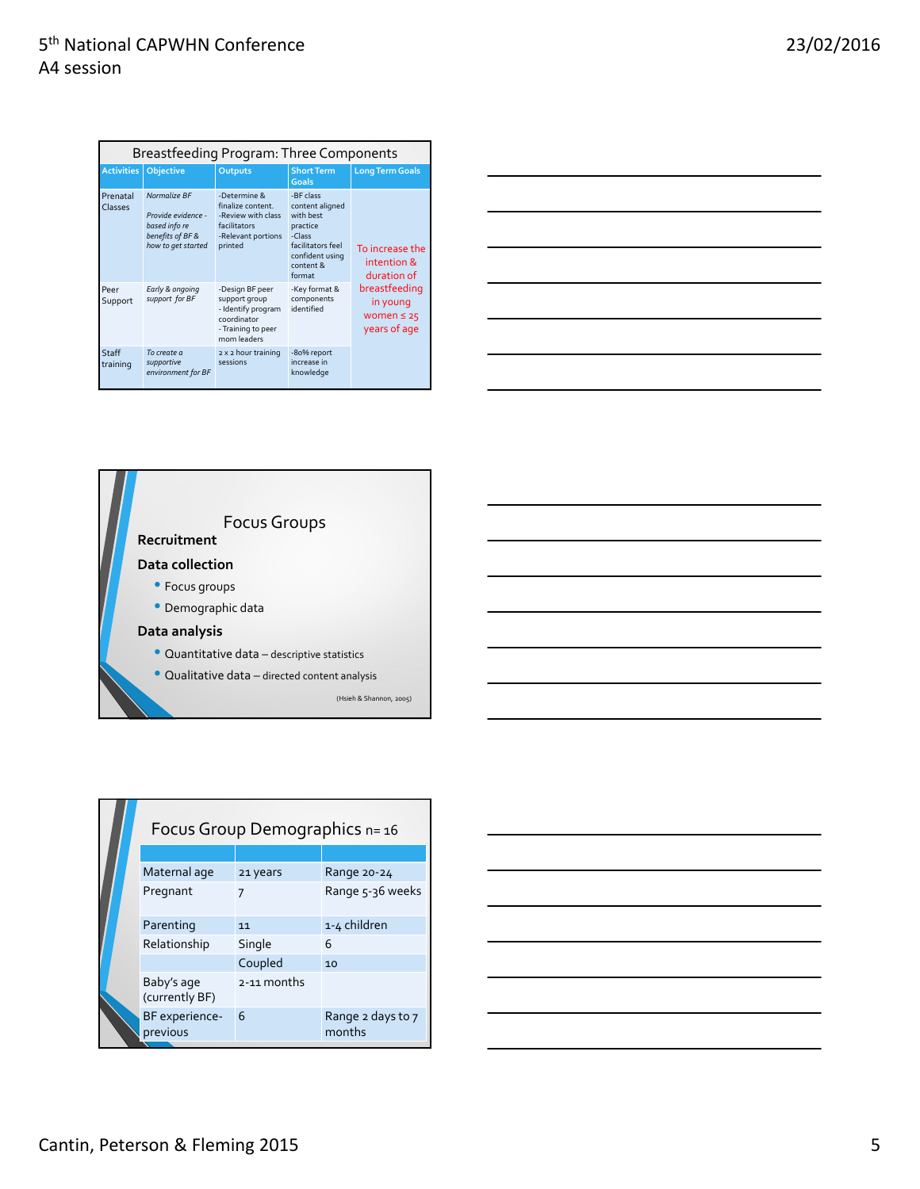## Breastfeeding Program: Three Components

| Activities | Objective | Outputs | Short Term Goals | Long Term Goals |
|---|---|---|---|---|
| Prenatal Classes | *Normalize BF*<br><br>*Provide evidence - based info re benefits of BF & how to get started* | -Determine & finalize content.<br>-Review with class facilitators<br>-Relevant portions printed | -BF class content aligned with best practice<br>-Class facilitators feel confident using content & format | To increase the intention & duration of breastfeeding in young women ≤ 25 years of age |
| Peer Support | *Early & ongoing support for BF* | -Design BF peer support group<br>- Identify program coordinator<br>- Training to peer mom leaders | -Key format & components identified | |
| Staff training | *To create a supportive environment for BF* | 2 x 2 hour training sessions | -80% report increase in knowledge | |

## Focus Groups

**Recruitment**

**Data collection**

- Focus groups
- Demographic data

**Data analysis**

- Quantitative data – descriptive statistics
- Qualitative data – directed content analysis

(Hsieh & Shannon, 2005)

## Focus Group Demographics n= 16

| | | |
|---|---|---|
| Maternal age | 21 years | Range 20-24 |
| Pregnant | 7 | Range 5-36 weeks |
| Parenting | 11 | 1-4 children |
| Relationship | Single | 6 |
| | Coupled | 10 |
| Baby's age (currently BF) | 2-11 months | |
| BF experience-previous | 6 | Range 2 days to 7 months |

Cantin, Peterson & Fleming 2015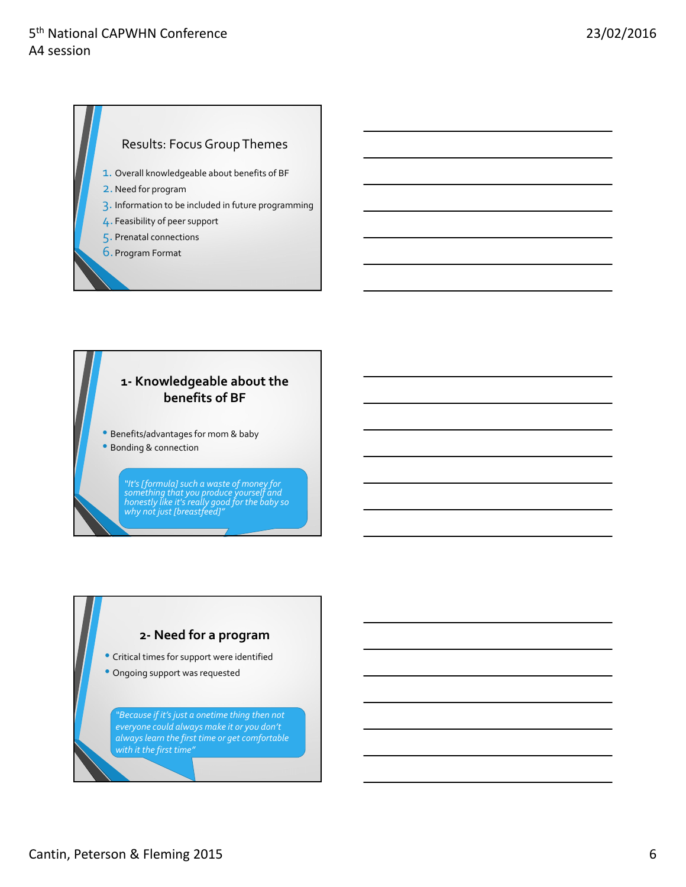## Results: Focus Group Themes

1. Overall knowledgeable about benefits of BF
2. Need for program
3. Information to be included in future programming
4. Feasibility of peer support
5. Prenatal connections
6. Program Format

## 1- Knowledgeable about the benefits of BF

- Benefits/advantages for mom & baby
- Bonding & connection

*"It's [formula] such a waste of money for something that you produce yourself and honestly like it's really good for the baby so why not just [breastfeed]"*

## 2- Need for a program

- Critical times for support were identified
- Ongoing support was requested

*"Because if it's just a onetime thing then not everyone could always make it or you don't always learn the first time or get comfortable with it the first time"*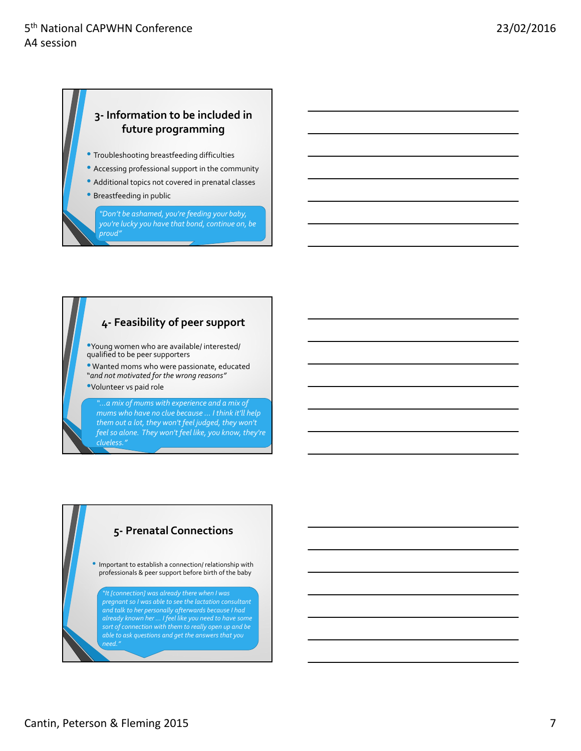## 3- Information to be included in future programming

- Troubleshooting breastfeeding difficulties
- Accessing professional support in the community
- Additional topics not covered in prenatal classes
- Breastfeeding in public

*"Don't be ashamed, you're feeding your baby, you're lucky you have that bond, continue on, be proud"*

## 4- Feasibility of peer support

- Young women who are available/ interested/ qualified to be peer supporters
- Wanted moms who were passionate, educated "*and not motivated for the wrong reasons"*
- Volunteer vs paid role

*"...a mix of mums with experience and a mix of mums who have no clue because ... I think it'll help them out a lot, they won't feel judged, they won't feel so alone. They won't feel like, you know, they're clueless."*

## 5- Prenatal Connections

- Important to establish a connection/ relationship with professionals & peer support before birth of the baby

*"It [connection] was already there when I was pregnant so I was able to see the lactation consultant and talk to her personally afterwards because I had already known her ... I feel like you need to have some sort of connection with them to really open up and be able to ask questions and get the answers that you need."*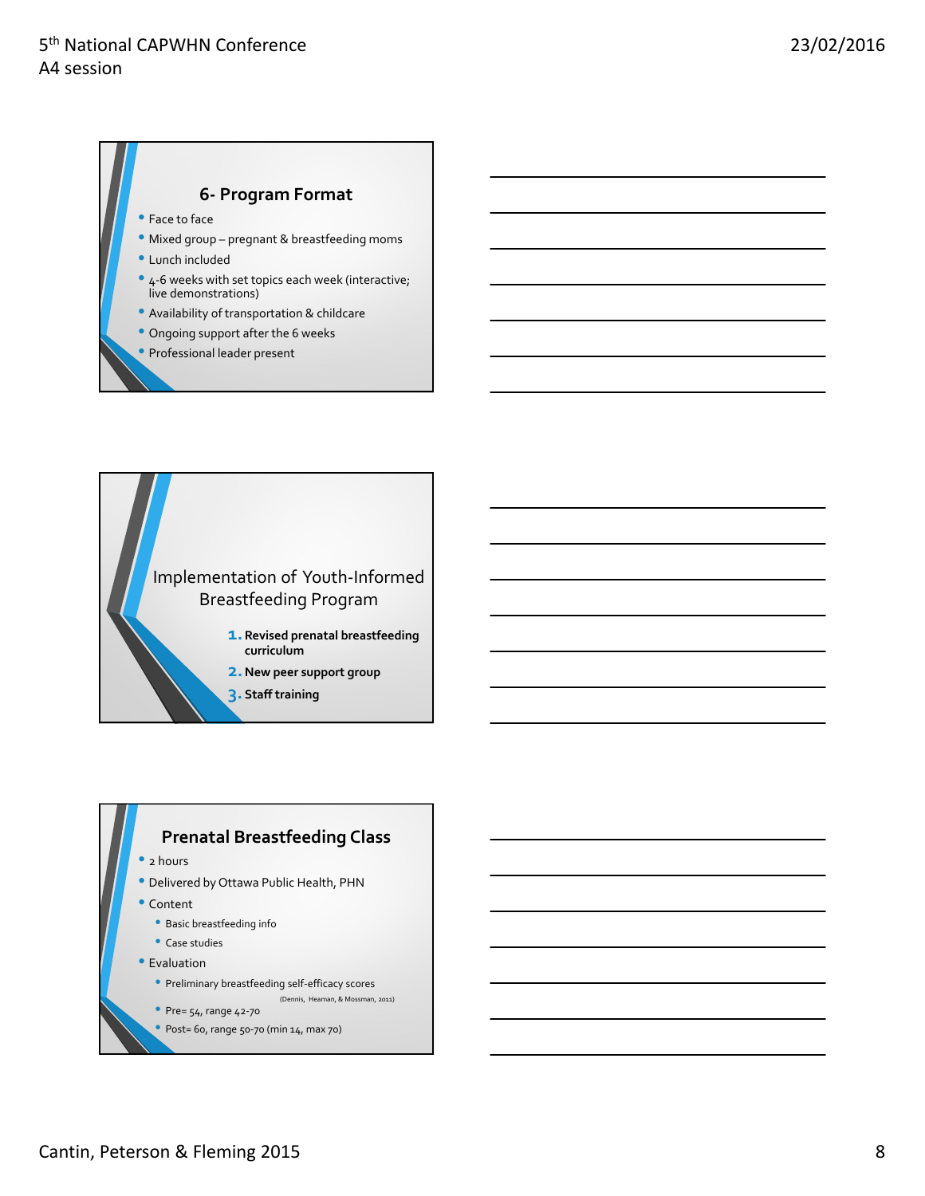## 6- Program Format

- Face to face
- Mixed group – pregnant & breastfeeding moms
- Lunch included
- 4-6 weeks with set topics each week (interactive; live demonstrations)
- Availability of transportation & childcare
- Ongoing support after the 6 weeks
- Professional leader present

## Implementation of Youth-Informed Breastfeeding Program

1. **Revised prenatal breastfeeding curriculum**
2. **New peer support group**
3. **Staff training**

## Prenatal Breastfeeding Class

- 2 hours
- Delivered by Ottawa Public Health, PHN
- Content
  - Basic breastfeeding info
  - Case studies
- Evaluation
  - Preliminary breastfeeding self-efficacy scores (Dennis, Heaman, & Mossman, 2011)
  - Pre= 54, range 42-70
  - Post= 60, range 50-70 (min 14, max 70)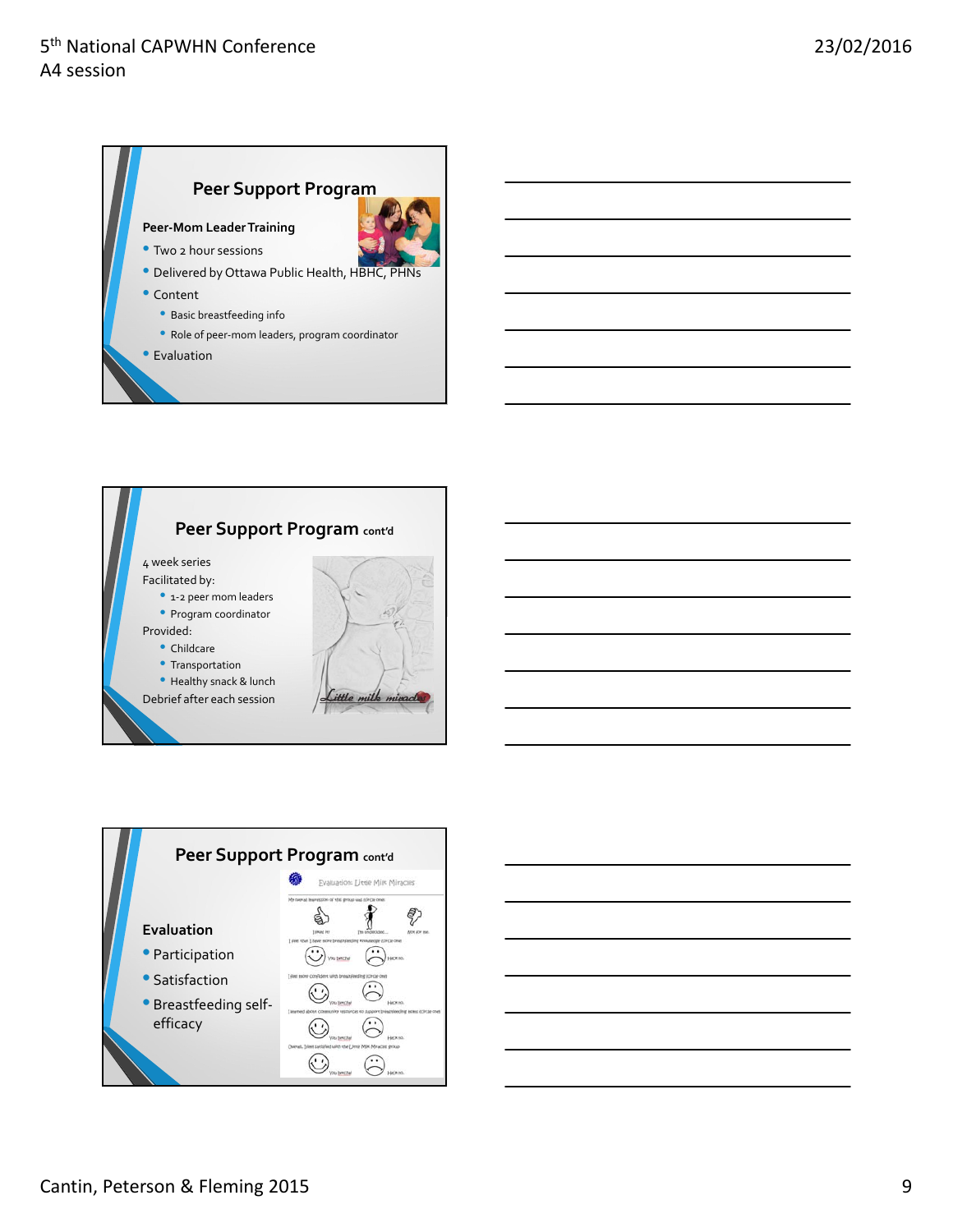## Peer Support Program

**Peer-Mom Leader Training**

- Two 2 hour sessions
- Delivered by Ottawa Public Health, HBHC, PHNs
- Content
  - Basic breastfeeding info
  - Role of peer-mom leaders, program coordinator
- Evaluation

## Peer Support Program cont'd

4 week series

Facilitated by:

- 1-2 peer mom leaders
- Program coordinator

Provided:

- Childcare
- Transportation
- Healthy snack & lunch

Debrief after each session

## Peer Support Program cont'd

**Evaluation**

- Participation
- Satisfaction
- Breastfeeding self-efficacy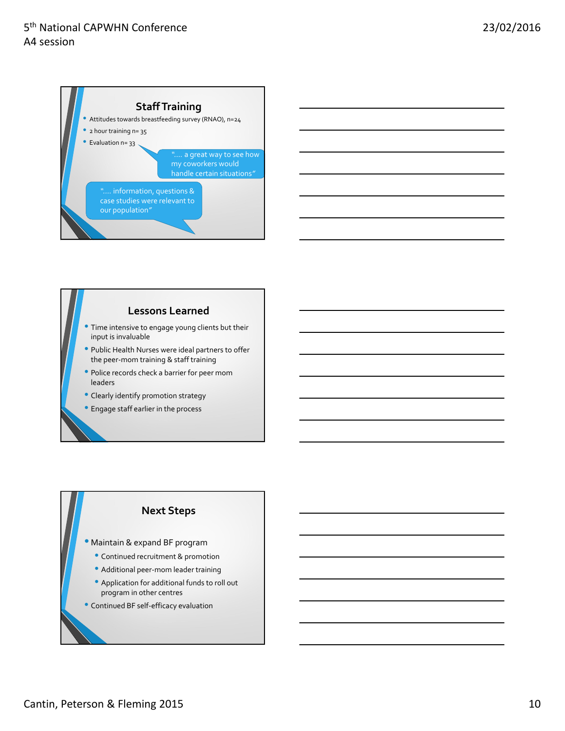## Staff Training

- Attitudes towards breastfeeding survey (RNAO), n=24
- 2 hour training n= 35
- Evaluation n= 33

"…. a great way to see how my coworkers would handle certain situations"

"…. information, questions & case studies were relevant to our population"

## Lessons Learned

- Time intensive to engage young clients but their input is invaluable
- Public Health Nurses were ideal partners to offer the peer-mom training & staff training
- Police records check a barrier for peer mom leaders
- Clearly identify promotion strategy
- Engage staff earlier in the process

## Next Steps

- Maintain & expand BF program
  - Continued recruitment & promotion
  - Additional peer-mom leader training
  - Application for additional funds to roll out program in other centres
- Continued BF self-efficacy evaluation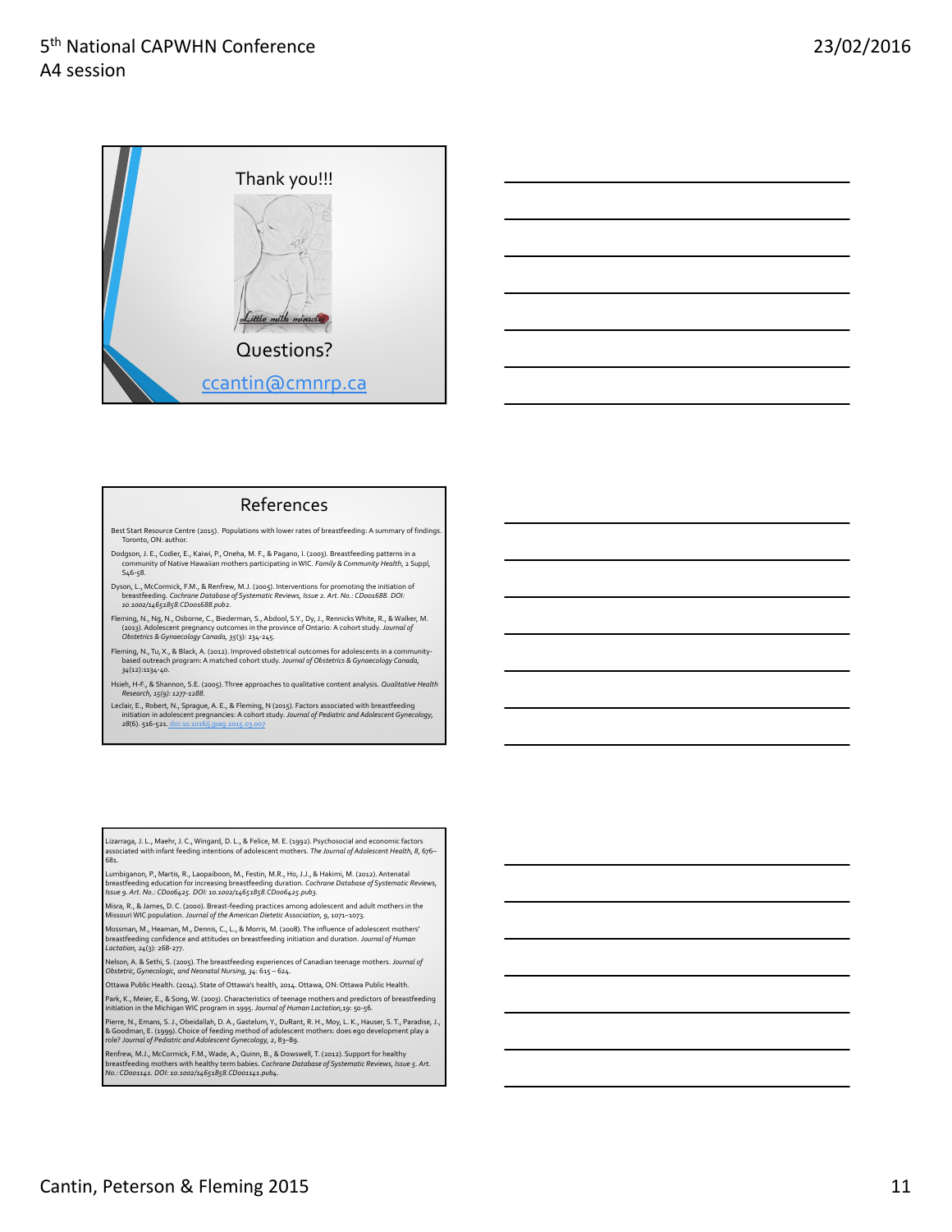Thank you!!!

Little milk miracles

Questions?

ccantin@cmnrp.ca

## References

Best Start Resource Centre (2015). Populations with lower rates of breastfeeding: A summary of findings. Toronto, ON: author.

Dodgson, J. E., Codier, E., Kaiwi, P., Oneha, M. F., & Pagano, I. (2003). Breastfeeding patterns in a community of Native Hawaiian mothers participating in WIC. *Family & Community Health*, 2 Suppl, S46-58.

Dyson, L., McCormick, F.M., & Renfrew, M.J. (2005). Interventions for promoting the initiation of breastfeeding. *Cochrane Database of Systematic Reviews, Issue 2. Art. No.: CD001688. DOI: 10.1002/14651858.CD001688.pub2.*

Fleming, N., Ng, N., Osborne, C., Biederman, S., Abdool, S.Y., Dy, J., Rennicks White, R., & Walker, M. (2013). Adolescent pregnancy outcomes in the province of Ontario: A cohort study. *Journal of Obstetrics & Gynaecology Canada, 35*(3): 234-245.

Fleming, N., Tu, X., & Black, A. (2012). Improved obstetrical outcomes for adolescents in a community-based outreach program: A matched cohort study. *Journal of Obstetrics & Gynaecology Canada, 34*(12):1134-40.

Hsieh, H-F., & Shannon, S.E. (2005). Three approaches to qualitative content analysis. *Qualitative Health Research, 15(9): 1277-1288.*

Leclair, E., Robert, N., Sprague, A. E., & Fleming, N (2015). Factors associated with breastfeeding initiation in adolescent pregnancies: A cohort study. *Journal of Pediatric and Adolescent Gynecology, 28*(6). 516-521. doi:10.1016/j.jpag.2015.03.007

Lizarraga, J. L., Maehr, J. C., Wingard, D. L., & Felice, M. E. (1992). Psychosocial and economic factors associated with infant feeding intentions of adolescent mothers. *The Journal of Adolescent Health, 8*, 676–681.

Lumbiganon, P., Martis, R., Laopaiboon, M., Festin, M.R., Ho, J.J., & Hakimi, M. (2012). Antenatal breastfeeding education for increasing breastfeeding duration. *Cochrane Database of Systematic Reviews, Issue 9. Art. No.: CD006425. DOI: 10.1002/14651858.CD006425.pub3.*

Misra, R., & James, D. C. (2000). Breast-feeding practices among adolescent and adult mothers in the Missouri WIC population. *Journal of the American Dietetic Association, 9*, 1071–1073.

Mossman, M., Heaman, M., Dennis, C., L., & Morris, M. (2008). The influence of adolescent mothers' breastfeeding confidence and attitudes on breastfeeding initiation and duration. *Journal of Human Lactation, 24*(3): 268-277.

Nelson, A. & Sethi, S. (2005). The breastfeeding experiences of Canadian teenage mothers. *Journal of Obstetric, Gynecologic, and Neonatal Nursing, 34*: 615 – 624.

Ottawa Public Health. (2014). State of Ottawa's health, 2014. Ottawa, ON: Ottawa Public Health.

Park, K., Meier, E., & Song, W. (2003). Characteristics of teenage mothers and predictors of breastfeeding initiation in the Michigan WIC program in 1995. *Journal of Human Lactation,19*: 50-56.

Pierre, N., Emans, S. J., Obeidallah, D. A., Gastelum, Y., DuRant, R. H., Moy, L. K., Hauser, S. T., Paradise, J., & Goodman, E. (1999). Choice of feeding method of adolescent mothers: does ego development play a role? *Journal of Pediatric and Adolescent Gynecology, 2*, 83–89.

Renfrew, M.J., McCormick, F.M., Wade, A., Quinn, B., & Dowswell, T. (2012). Support for healthy breastfeeding mothers with healthy term babies. *Cochrane Database of Systematic Reviews, Issue 5. Art. No.: CD001141. DOI: 10.1002/14651858.CD001141.pub4.*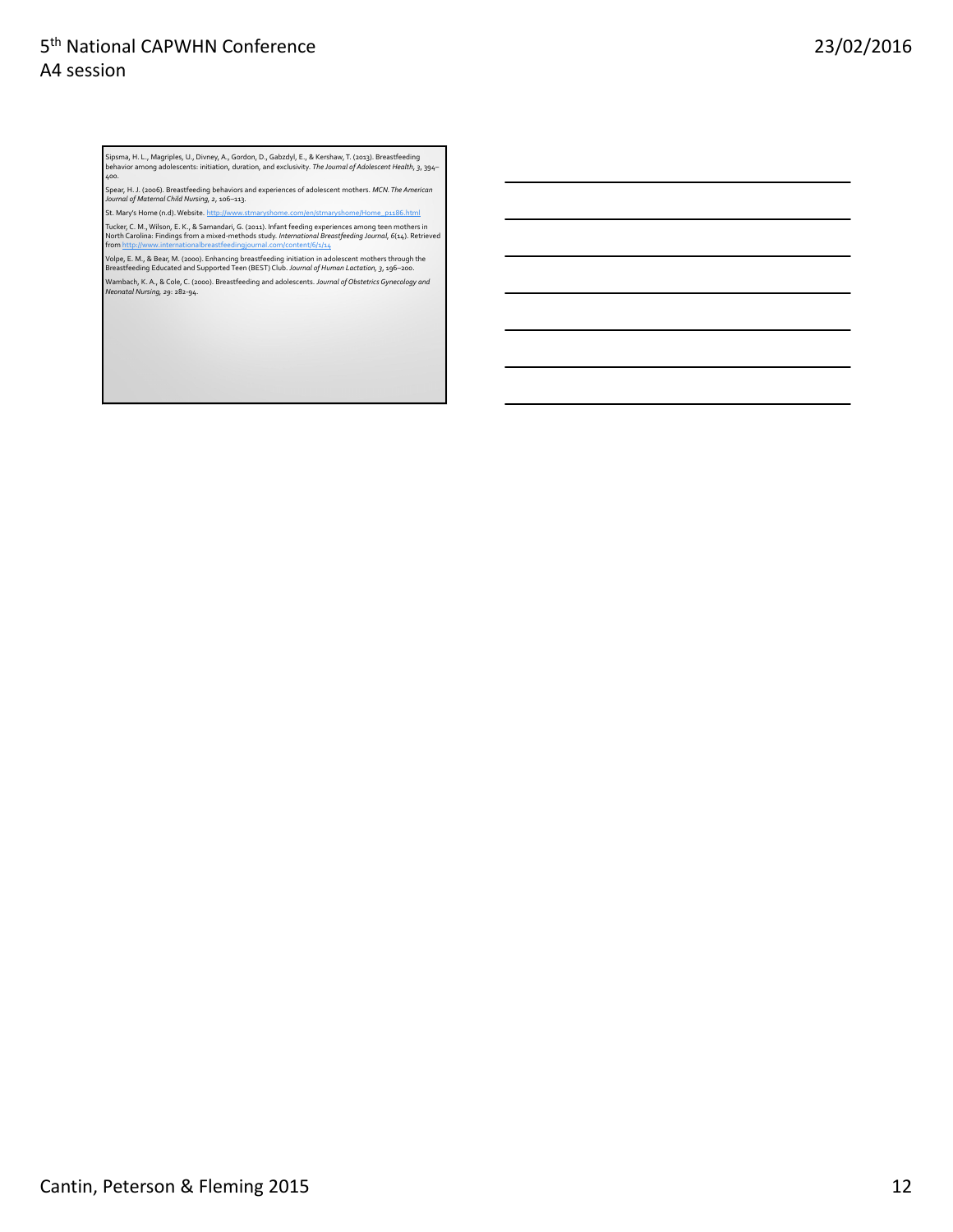Sipsma, H. L., Magriples, U., Divney, A., Gordon, D., Gabzdyl, E., & Kershaw, T. (2013). Breastfeeding behavior among adolescents: initiation, duration, and exclusivity. *The Journal of Adolescent Health, 3*, 394–400.

Spear, H. J. (2006). Breastfeeding behaviors and experiences of adolescent mothers. *MCN. The American Journal of Maternal Child Nursing, 2*, 106–113.

St. Mary's Home (n.d). Website. http://www.stmaryshome.com/en/stmaryshome/Home_p1186.html

Tucker, C. M., Wilson, E. K., & Samandari, G. (2011). Infant feeding experiences among teen mothers in North Carolina: Findings from a mixed-methods study. *International Breastfeeding Journal, 6*(14). Retrieved from http://www.internationalbreastfeedingjournal.com/content/6/1/14

Volpe, E. M., & Bear, M. (2000). Enhancing breastfeeding initiation in adolescent mothers through the Breastfeeding Educated and Supported Teen (BEST) Club. *Journal of Human Lactation, 3*, 196–200.

Wambach, K. A., & Cole, C. (2000). Breastfeeding and adolescents. *Journal of Obstetrics Gynecology and Neonatal Nursing, 29*: 282-94.